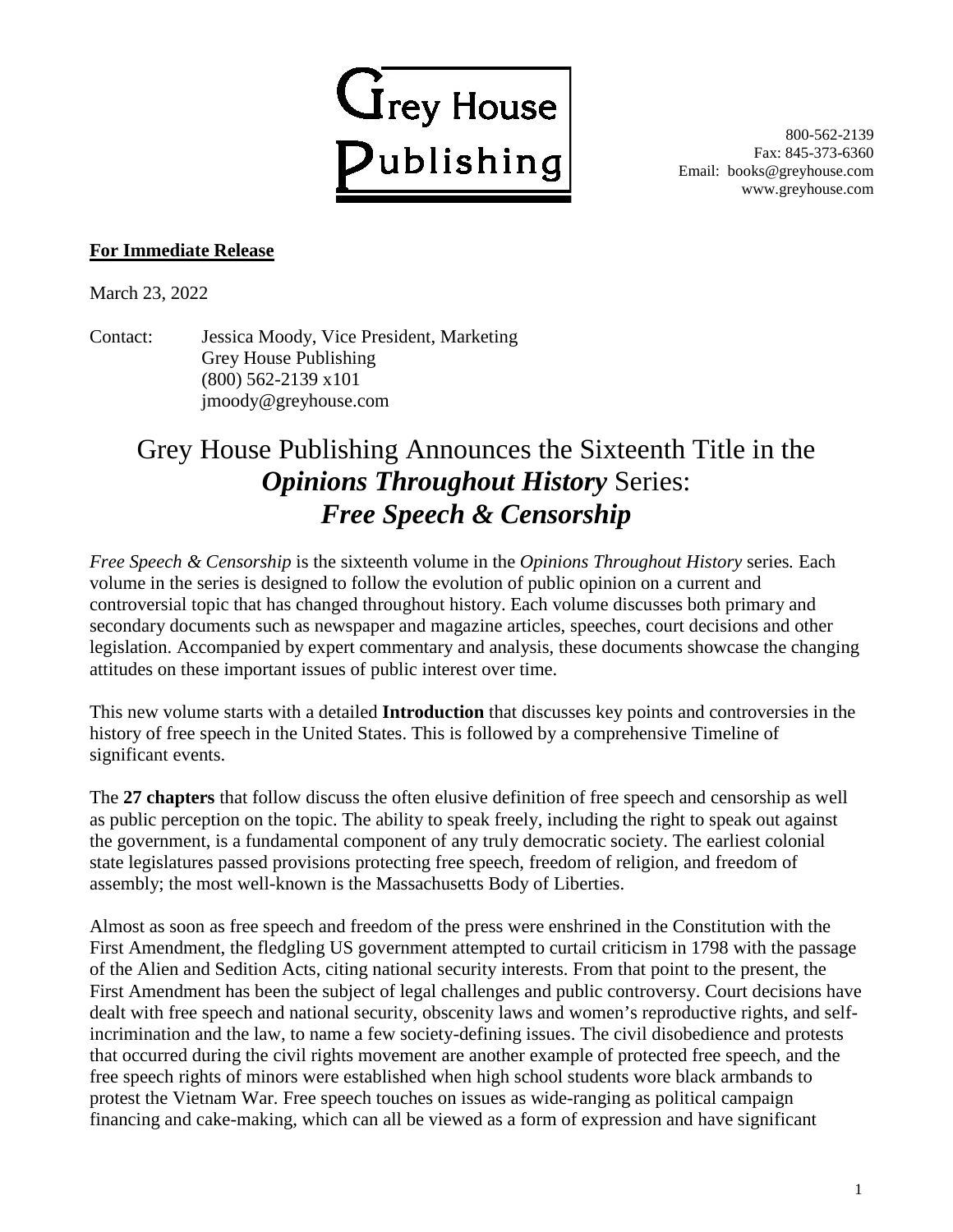# Grey House Publishing

800-562-2139
Fax: 845-373-6360
Email: books@greyhouse.com
www.greyhouse.com

**For Immediate Release**

March 23, 2022

Contact: Jessica Moody, Vice President, Marketing
Grey House Publishing
(800) 562-2139 x101
jmoody@greyhouse.com

## Grey House Publishing Announces the Sixteenth Title in the *Opinions Throughout History* Series: *Free Speech & Censorship*

*Free Speech & Censorship* is the sixteenth volume in the *Opinions Throughout History* series. Each volume in the series is designed to follow the evolution of public opinion on a current and controversial topic that has changed throughout history. Each volume discusses both primary and secondary documents such as newspaper and magazine articles, speeches, court decisions and other legislation. Accompanied by expert commentary and analysis, these documents showcase the changing attitudes on these important issues of public interest over time.

This new volume starts with a detailed **Introduction** that discusses key points and controversies in the history of free speech in the United States. This is followed by a comprehensive Timeline of significant events.

The **27 chapters** that follow discuss the often elusive definition of free speech and censorship as well as public perception on the topic. The ability to speak freely, including the right to speak out against the government, is a fundamental component of any truly democratic society. The earliest colonial state legislatures passed provisions protecting free speech, freedom of religion, and freedom of assembly; the most well-known is the Massachusetts Body of Liberties.

Almost as soon as free speech and freedom of the press were enshrined in the Constitution with the First Amendment, the fledgling US government attempted to curtail criticism in 1798 with the passage of the Alien and Sedition Acts, citing national security interests. From that point to the present, the First Amendment has been the subject of legal challenges and public controversy. Court decisions have dealt with free speech and national security, obscenity laws and women's reproductive rights, and self-incrimination and the law, to name a few society-defining issues. The civil disobedience and protests that occurred during the civil rights movement are another example of protected free speech, and the free speech rights of minors were established when high school students wore black armbands to protest the Vietnam War. Free speech touches on issues as wide-ranging as political campaign financing and cake-making, which can all be viewed as a form of expression and have significant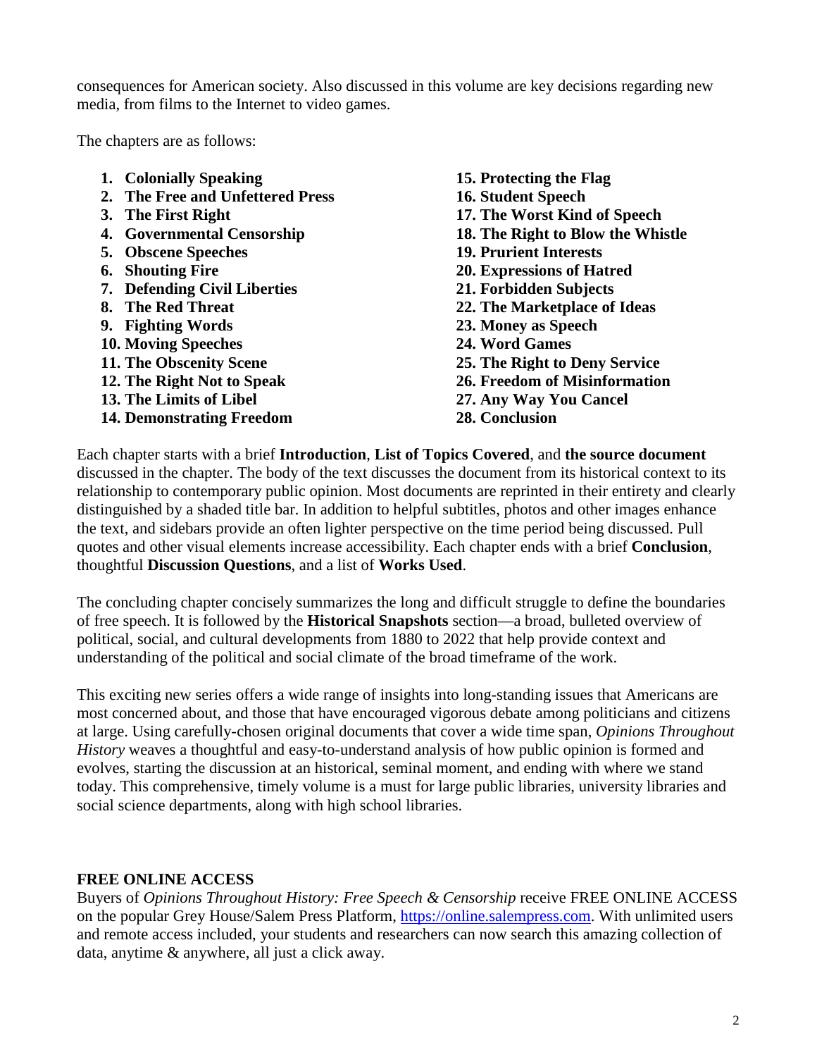consequences for American society. Also discussed in this volume are key decisions regarding new media, from films to the Internet to video games.

The chapters are as follows:

1. **Colonially Speaking**
2. **The Free and Unfettered Press**
3. **The First Right**
4. **Governmental Censorship**
5. **Obscene Speeches**
6. **Shouting Fire**
7. **Defending Civil Liberties**
8. **The Red Threat**
9. **Fighting Words**
10. **Moving Speeches**
11. **The Obscenity Scene**
12. **The Right Not to Speak**
13. **The Limits of Libel**
14. **Demonstrating Freedom**
15. **Protecting the Flag**
16. **Student Speech**
17. **The Worst Kind of Speech**
18. **The Right to Blow the Whistle**
19. **Prurient Interests**
20. **Expressions of Hatred**
21. **Forbidden Subjects**
22. **The Marketplace of Ideas**
23. **Money as Speech**
24. **Word Games**
25. **The Right to Deny Service**
26. **Freedom of Misinformation**
27. **Any Way You Cancel**
28. **Conclusion**

Each chapter starts with a brief **Introduction**, **List of Topics Covered**, and **the source document** discussed in the chapter. The body of the text discusses the document from its historical context to its relationship to contemporary public opinion. Most documents are reprinted in their entirety and clearly distinguished by a shaded title bar. In addition to helpful subtitles, photos and other images enhance the text, and sidebars provide an often lighter perspective on the time period being discussed. Pull quotes and other visual elements increase accessibility. Each chapter ends with a brief **Conclusion**, thoughtful **Discussion Questions**, and a list of **Works Used**.

The concluding chapter concisely summarizes the long and difficult struggle to define the boundaries of free speech. It is followed by the **Historical Snapshots** section—a broad, bulleted overview of political, social, and cultural developments from 1880 to 2022 that help provide context and understanding of the political and social climate of the broad timeframe of the work.

This exciting new series offers a wide range of insights into long-standing issues that Americans are most concerned about, and those that have encouraged vigorous debate among politicians and citizens at large. Using carefully-chosen original documents that cover a wide time span, *Opinions Throughout History* weaves a thoughtful and easy-to-understand analysis of how public opinion is formed and evolves, starting the discussion at an historical, seminal moment, and ending with where we stand today. This comprehensive, timely volume is a must for large public libraries, university libraries and social science departments, along with high school libraries.

**FREE ONLINE ACCESS**

Buyers of *Opinions Throughout History: Free Speech & Censorship* receive FREE ONLINE ACCESS on the popular Grey House/Salem Press Platform, [https://online.salempress.com](https://online.salempress.com). With unlimited users and remote access included, your students and researchers can now search this amazing collection of data, anytime & anywhere, all just a click away.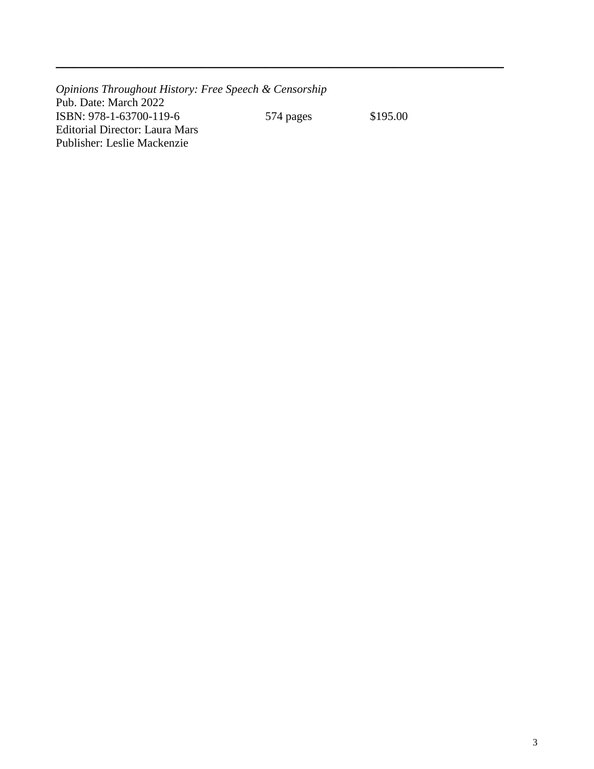---

*Opinions Throughout History: Free Speech & Censorship*
Pub. Date: March 2022
ISBN: 978-1-63700-119-6 574 pages $195.00
Editorial Director: Laura Mars
Publisher: Leslie Mackenzie